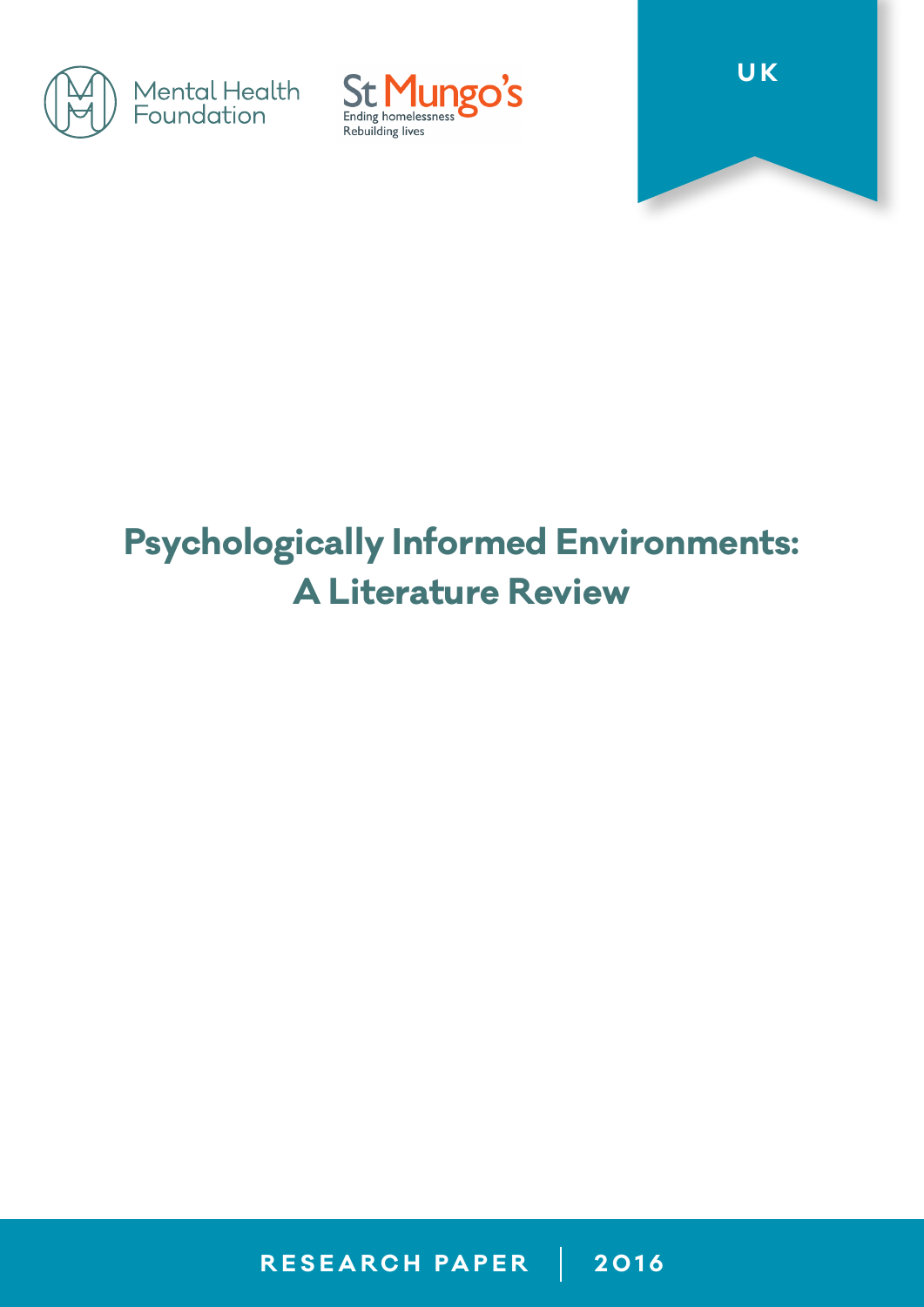Mental Health Foundation

St Mungo's
Ending homelessness
Rebuilding lives

UK

# Psychologically Informed Environments: A Literature Review

RESEARCH PAPER | 2016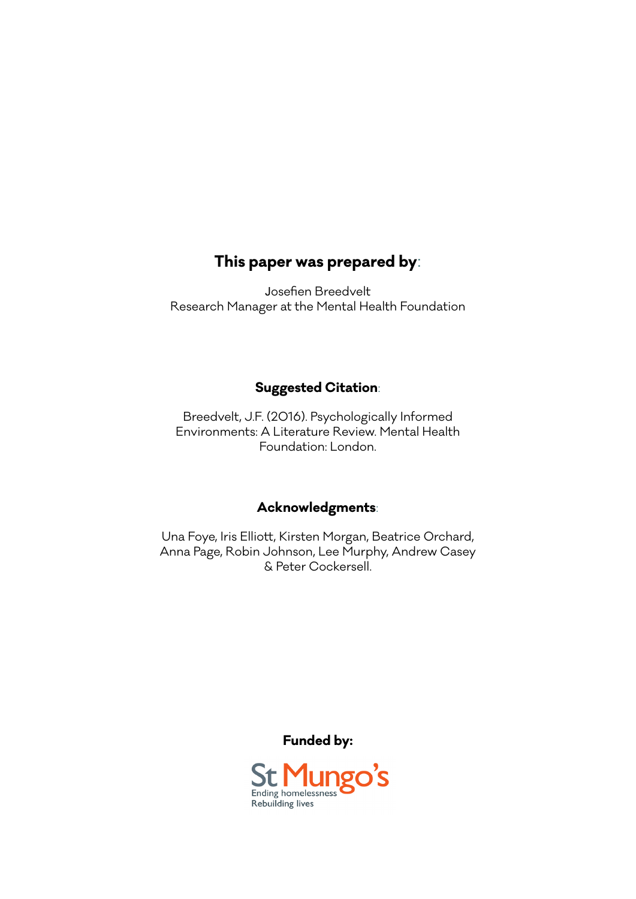**This paper was prepared by**:

Josefien Breedvelt
Research Manager at the Mental Health Foundation

**Suggested Citation**:

Breedvelt, J.F. (2016). Psychologically Informed Environments: A Literature Review. Mental Health Foundation: London.

**Acknowledgments**:

Una Foye, Iris Elliott, Kirsten Morgan, Beatrice Orchard, Anna Page, Robin Johnson, Lee Murphy, Andrew Casey & Peter Cockersell.

**Funded by:**

St Mungo's
Ending homelessness
Rebuilding lives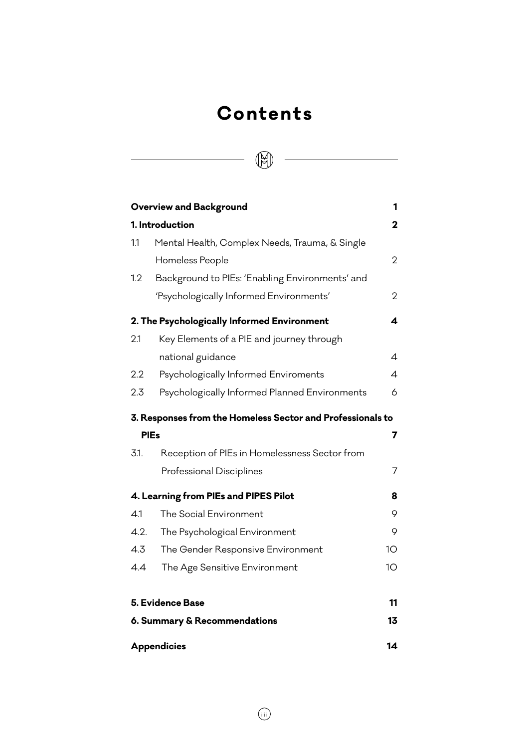# Contents

| | | |
|---|---|---|
| **Overview and Background** | | **1** |
| **1. Introduction** | | **2** |
| 1.1 | Mental Health, Complex Needs, Trauma, & Single Homeless People | 2 |
| 1.2 | Background to PIEs: 'Enabling Environments' and 'Psychologically Informed Environments' | 2 |
| **2. The Psychologically Informed Environment** | | **4** |
| 2.1 | Key Elements of a PIE and journey through national guidance | 4 |
| 2.2 | Psychologically Informed Enviroments | 4 |
| 2.3 | Psychologically Informed Planned Environments | 6 |
| **3. Responses from the Homeless Sector and Professionals to PIEs** | | **7** |
| 3.1. | Reception of PIEs in Homelessness Sector from Professional Disciplines | 7 |
| **4. Learning from PIEs and PIPES Pilot** | | **8** |
| 4.1 | The Social Environment | 9 |
| 4.2. | The Psychological Environment | 9 |
| 4.3 | The Gender Responsive Environment | 10 |
| 4.4 | The Age Sensitive Environment | 10 |
| **5. Evidence Base** | | **11** |
| **6. Summary & Recommendations** | | **13** |
| **Appendicies** | | **14** |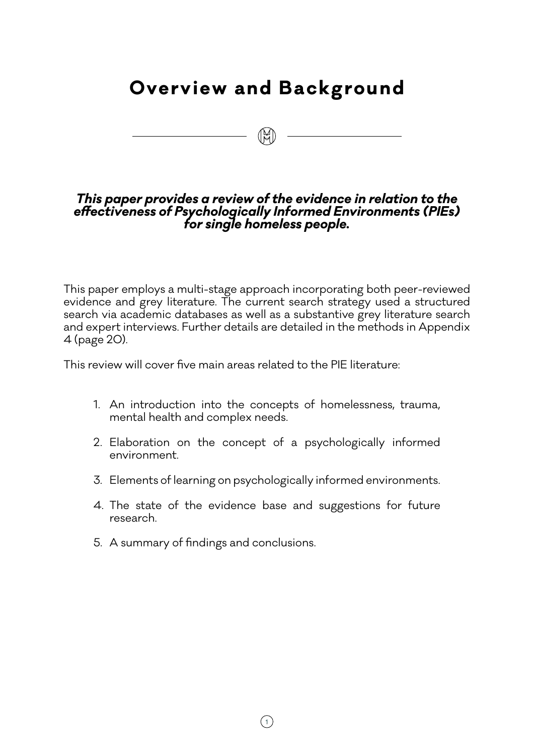# Overview and Background

***This paper provides a review of the evidence in relation to the effectiveness of Psychologically Informed Environments (PIEs) for single homeless people.***

This paper employs a multi-stage approach incorporating both peer-reviewed evidence and grey literature. The current search strategy used a structured search via academic databases as well as a substantive grey literature search and expert interviews. Further details are detailed in the methods in Appendix 4 (page 20).

This review will cover five main areas related to the PIE literature:

1. An introduction into the concepts of homelessness, trauma, mental health and complex needs.
2. Elaboration on the concept of a psychologically informed environment.
3. Elements of learning on psychologically informed environments.
4. The state of the evidence base and suggestions for future research.
5. A summary of findings and conclusions.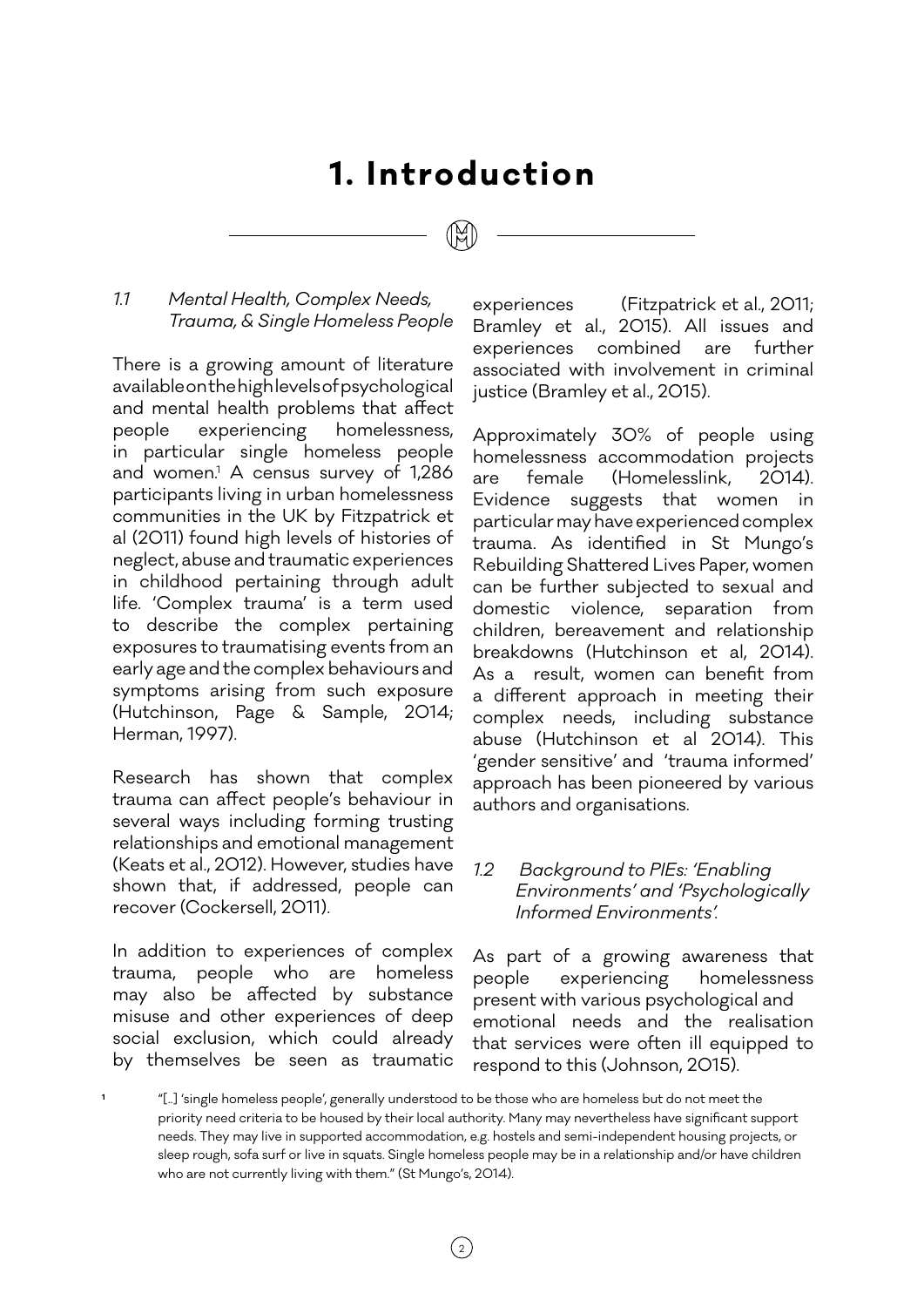# 1. Introduction

### *1.1 Mental Health, Complex Needs, Trauma, & Single Homeless People*

There is a growing amount of literature available on the high levels of psychological and mental health problems that affect people experiencing homelessness, in particular single homeless people and women.[1] A census survey of 1,286 participants living in urban homelessness communities in the UK by Fitzpatrick et al (2011) found high levels of histories of neglect, abuse and traumatic experiences in childhood pertaining through adult life. 'Complex trauma' is a term used to describe the complex pertaining exposures to traumatising events from an early age and the complex behaviours and symptoms arising from such exposure (Hutchinson, Page & Sample, 2014; Herman, 1997).

Research has shown that complex trauma can affect people's behaviour in several ways including forming trusting relationships and emotional management (Keats et al., 2012). However, studies have shown that, if addressed, people can recover (Cockersell, 2011).

In addition to experiences of complex trauma, people who are homeless may also be affected by substance misuse and other experiences of deep social exclusion, which could already by themselves be seen as traumatic experiences (Fitzpatrick et al., 2011; Bramley et al., 2015). All issues and experiences combined are further associated with involvement in criminal justice (Bramley et al., 2015).

Approximately 30% of people using homelessness accommodation projects are female (Homelesslink, 2014). Evidence suggests that women in particular may have experienced complex trauma. As identified in St Mungo's Rebuilding Shattered Lives Paper, women can be further subjected to sexual and domestic violence, separation from children, bereavement and relationship breakdowns (Hutchinson et al, 2014). As a result, women can benefit from a different approach in meeting their complex needs, including substance abuse (Hutchinson et al 2014). This 'gender sensitive' and 'trauma informed' approach has been pioneered by various authors and organisations.

### *1.2 Background to PIEs: 'Enabling Environments' and 'Psychologically Informed Environments'.*

As part of a growing awareness that people experiencing homelessness present with various psychological and emotional needs and the realisation that services were often ill equipped to respond to this (Johnson, 2015).

[1] "[..] 'single homeless people', generally understood to be those who are homeless but do not meet the priority need criteria to be housed by their local authority. Many may nevertheless have significant support needs. They may live in supported accommodation, e.g. hostels and semi-independent housing projects, or sleep rough, sofa surf or live in squats. Single homeless people may be in a relationship and/or have children who are not currently living with them." (St Mungo's, 2014).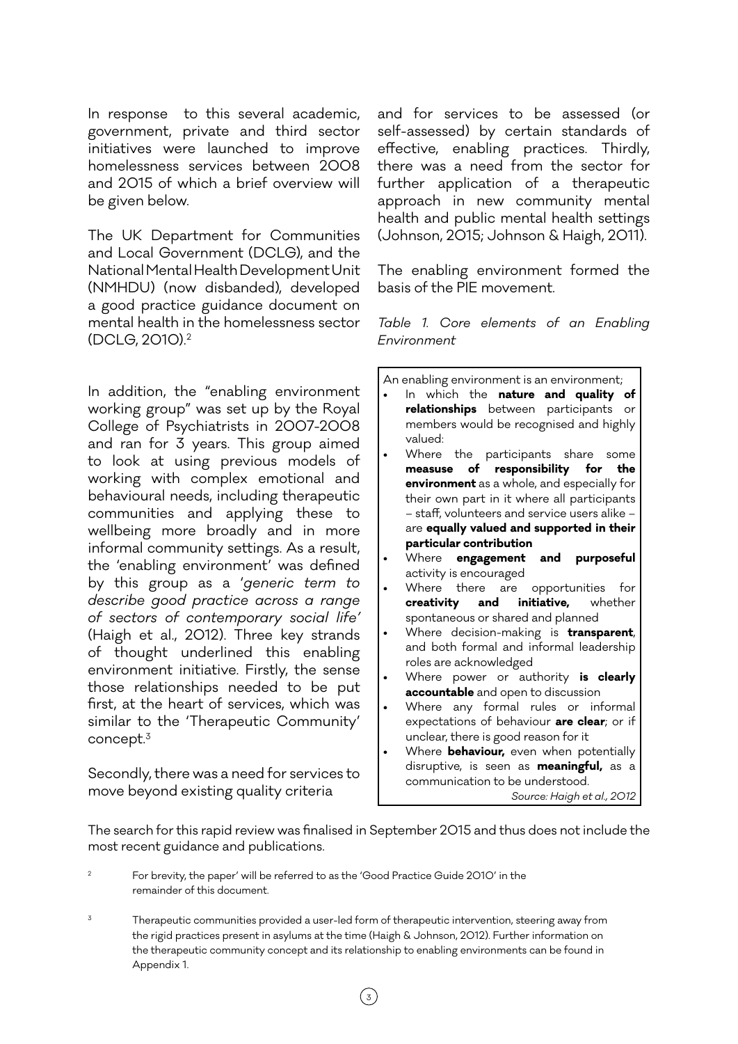In response to this several academic, government, private and third sector initiatives were launched to improve homelessness services between 2008 and 2015 of which a brief overview will be given below.

The UK Department for Communities and Local Government (DCLG), and the National Mental Health Development Unit (NMHDU) (now disbanded), developed a good practice guidance document on mental health in the homelessness sector (DCLG, 2010).[2]

In addition, the "enabling environment working group" was set up by the Royal College of Psychiatrists in 2007-2008 and ran for 3 years. This group aimed to look at using previous models of working with complex emotional and behavioural needs, including therapeutic communities and applying these to wellbeing more broadly and in more informal community settings. As a result, the 'enabling environment' was defined by this group as a '*generic term to describe good practice across a range of sectors of contemporary social life*' (Haigh et al., 2012). Three key strands of thought underlined this enabling environment initiative. Firstly, the sense those relationships needed to be put first, at the heart of services, which was similar to the 'Therapeutic Community' concept.[3]

Secondly, there was a need for services to move beyond existing quality criteria and for services to be assessed (or self-assessed) by certain standards of effective, enabling practices. Thirdly, there was a need from the sector for further application of a therapeutic approach in new community mental health and public mental health settings (Johnson, 2015; Johnson & Haigh, 2011).

The enabling environment formed the basis of the PIE movement.

*Table 1. Core elements of an Enabling Environment*

An enabling environment is an environment;

- In which the **nature and quality of relationships** between participants or members would be recognised and highly valued:
- Where the participants share some **measuse of responsibility for the environment** as a whole, and especially for their own part in it where all participants – staff, volunteers and service users alike – are **equally valued and supported in their particular contribution**
- Where **engagement and purposeful** activity is encouraged
- Where there are opportunities for **creativity and initiative,** whether spontaneous or shared and planned
- Where decision-making is **transparent**, and both formal and informal leadership roles are acknowledged
- Where power or authority **is clearly accountable** and open to discussion
- Where any formal rules or informal expectations of behaviour **are clear**; or if unclear, there is good reason for it
- Where **behaviour,** even when potentially disruptive, is seen as **meaningful,** as a communication to be understood.

*Source: Haigh et al., 2012*

The search for this rapid review was finalised in September 2015 and thus does not include the most recent guidance and publications.

[2] For brevity, the paper' will be referred to as the 'Good Practice Guide 2010' in the remainder of this document.

[3] Therapeutic communities provided a user-led form of therapeutic intervention, steering away from the rigid practices present in asylums at the time (Haigh & Johnson, 2012). Further information on the therapeutic community concept and its relationship to enabling environments can be found in Appendix 1.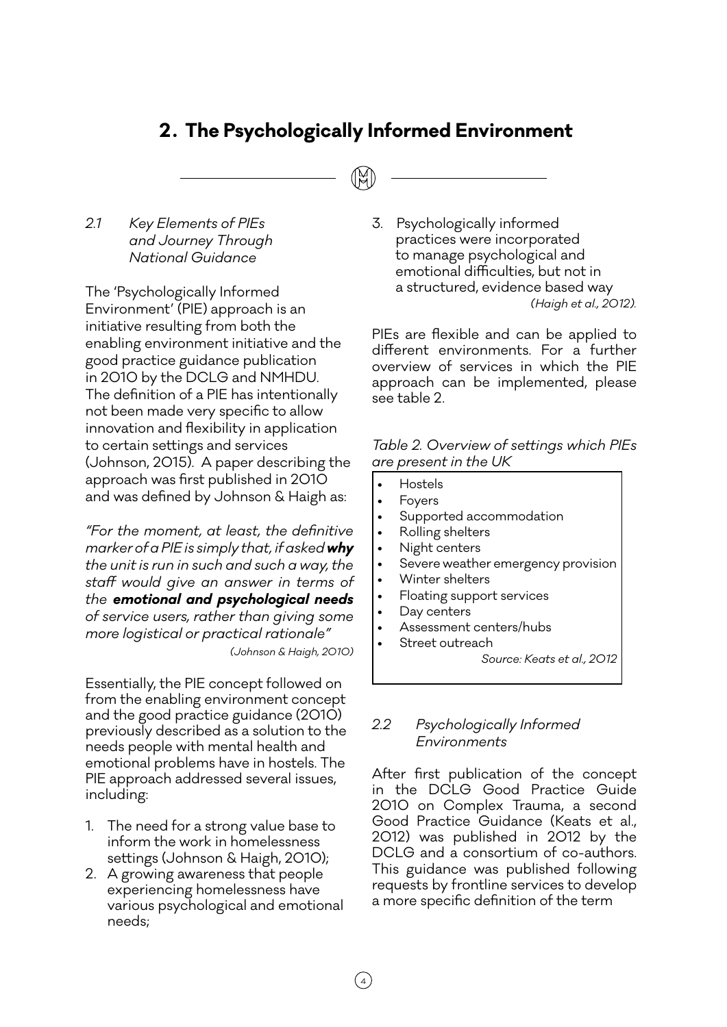## 2. The Psychologically Informed Environment

### *2.1 Key Elements of PIEs and Journey Through National Guidance*

The 'Psychologically Informed Environment' (PIE) approach is an initiative resulting from both the enabling environment initiative and the good practice guidance publication in 2010 by the DCLG and NMHDU. The definition of a PIE has intentionally not been made very specific to allow innovation and flexibility in application to certain settings and services (Johnson, 2015). A paper describing the approach was first published in 2010 and was defined by Johnson & Haigh as:

*"For the moment, at least, the definitive marker of a PIE is simply that, if asked **why** the unit is run in such and such a way, the staff would give an answer in terms of the **emotional and psychological needs** of service users, rather than giving some more logistical or practical rationale"*

*(Johnson & Haigh, 2010)*

Essentially, the PIE concept followed on from the enabling environment concept and the good practice guidance (2010) previously described as a solution to the needs people with mental health and emotional problems have in hostels. The PIE approach addressed several issues, including:

1. The need for a strong value base to inform the work in homelessness settings (Johnson & Haigh, 2010);
2. A growing awareness that people experiencing homelessness have various psychological and emotional needs;
3. Psychologically informed practices were incorporated to manage psychological and emotional difficulties, but not in a structured, evidence based way *(Haigh et al., 2012).*

PIEs are flexible and can be applied to different environments. For a further overview of services in which the PIE approach can be implemented, please see table 2.

*Table 2. Overview of settings which PIEs are present in the UK*

- Hostels
- Foyers
- Supported accommodation
- Rolling shelters
- Night centers
- Severe weather emergency provision
- Winter shelters
- Floating support services
- Day centers
- Assessment centers/hubs
- Street outreach

*Source: Keats et al., 2012*

### *2.2 Psychologically Informed Environments*

After first publication of the concept in the DCLG Good Practice Guide 2010 on Complex Trauma, a second Good Practice Guidance (Keats et al., 2012) was published in 2012 by the DCLG and a consortium of co-authors. This guidance was published following requests by frontline services to develop a more specific definition of the term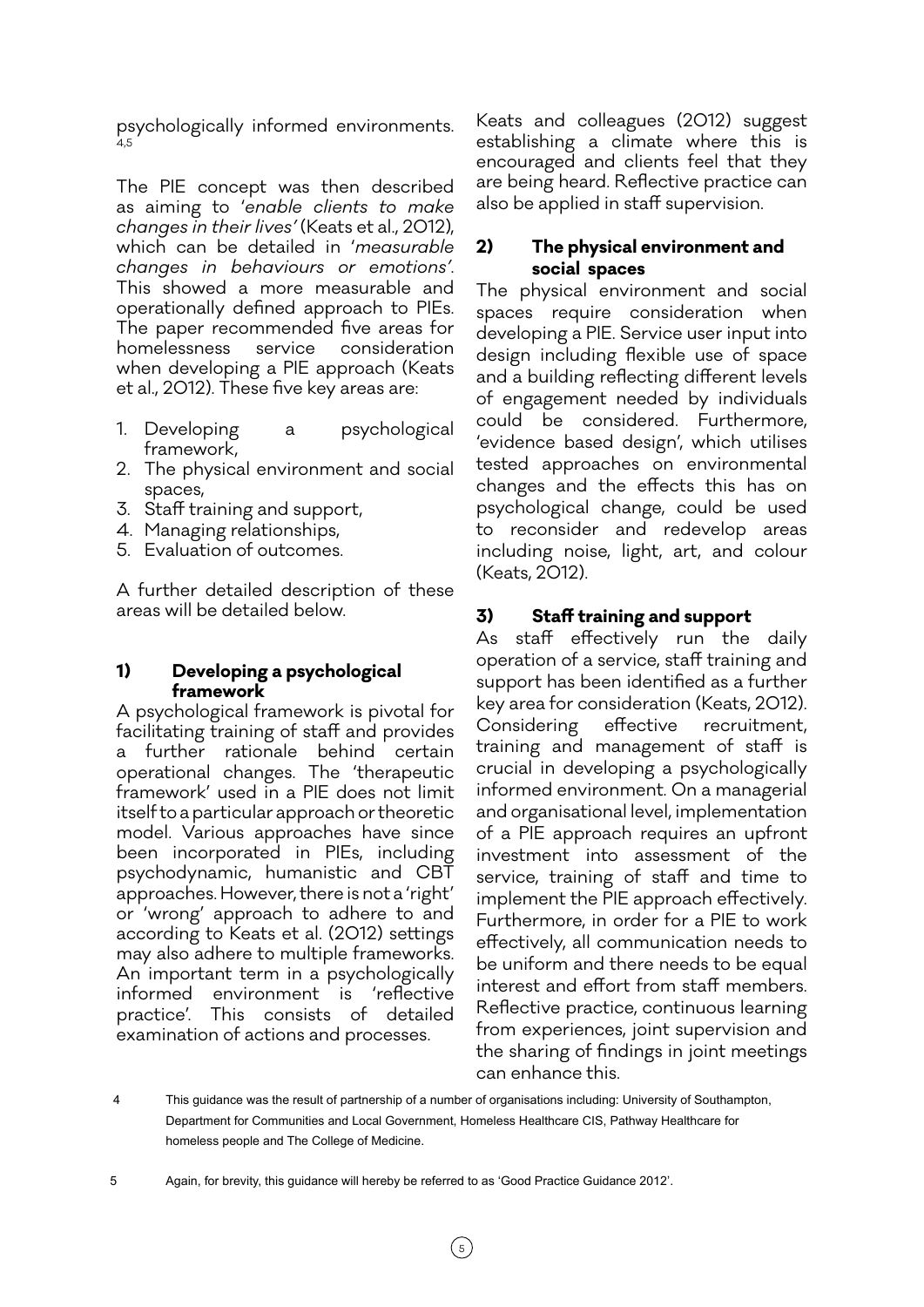psychologically informed environments.[4,5]

The PIE concept was then described as aiming to '*enable clients to make changes in their lives'* (Keats et al., 2012), which can be detailed in '*measurable changes in behaviours or emotions'*. This showed a more measurable and operationally defined approach to PIEs. The paper recommended five areas for homelessness service consideration when developing a PIE approach (Keats et al., 2012). These five key areas are:

1. Developing a psychological framework,
2. The physical environment and social spaces,
3. Staff training and support,
4. Managing relationships,
5. Evaluation of outcomes.

A further detailed description of these areas will be detailed below.

### 1) Developing a psychological framework

A psychological framework is pivotal for facilitating training of staff and provides a further rationale behind certain operational changes. The 'therapeutic framework' used in a PIE does not limit itself to a particular approach or theoretic model. Various approaches have since been incorporated in PIEs, including psychodynamic, humanistic and CBT approaches. However, there is not a 'right' or 'wrong' approach to adhere to and according to Keats et al. (2012) settings may also adhere to multiple frameworks. An important term in a psychologically informed environment is 'reflective practice'. This consists of detailed examination of actions and processes. Keats and colleagues (2012) suggest establishing a climate where this is encouraged and clients feel that they are being heard. Reflective practice can also be applied in staff supervision.

### 2) The physical environment and social spaces

The physical environment and social spaces require consideration when developing a PIE. Service user input into design including flexible use of space and a building reflecting different levels of engagement needed by individuals could be considered. Furthermore, 'evidence based design', which utilises tested approaches on environmental changes and the effects this has on psychological change, could be used to reconsider and redevelop areas including noise, light, art, and colour (Keats, 2012).

### 3) Staff training and support

As staff effectively run the daily operation of a service, staff training and support has been identified as a further key area for consideration (Keats, 2012). Considering effective recruitment, training and management of staff is crucial in developing a psychologically informed environment. On a managerial and organisational level, implementation of a PIE approach requires an upfront investment into assessment of the service, training of staff and time to implement the PIE approach effectively. Furthermore, in order for a PIE to work effectively, all communication needs to be uniform and there needs to be equal interest and effort from staff members. Reflective practice, continuous learning from experiences, joint supervision and the sharing of findings in joint meetings can enhance this.

---

4 This guidance was the result of partnership of a number of organisations including: University of Southampton, Department for Communities and Local Government, Homeless Healthcare CIS, Pathway Healthcare for homeless people and The College of Medicine.

5 Again, for brevity, this guidance will hereby be referred to as 'Good Practice Guidance 2012'.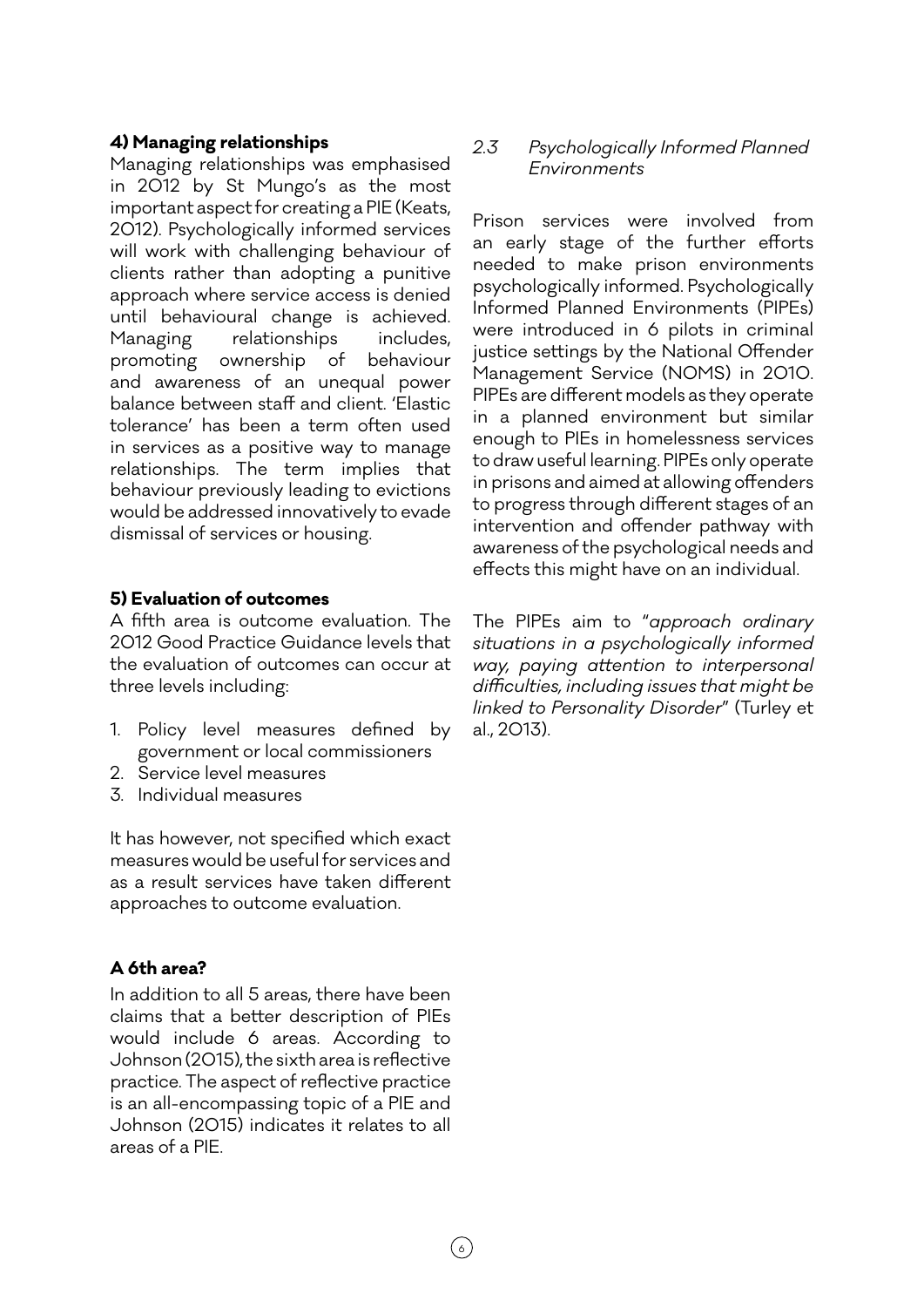**4) Managing relationships**

Managing relationships was emphasised in 2012 by St Mungo's as the most important aspect for creating a PIE (Keats, 2012). Psychologically informed services will work with challenging behaviour of clients rather than adopting a punitive approach where service access is denied until behavioural change is achieved. Managing relationships includes, promoting ownership of behaviour and awareness of an unequal power balance between staff and client. 'Elastic tolerance' has been a term often used in services as a positive way to manage relationships. The term implies that behaviour previously leading to evictions would be addressed innovatively to evade dismissal of services or housing.

**5) Evaluation of outcomes**

A fifth area is outcome evaluation. The 2012 Good Practice Guidance levels that the evaluation of outcomes can occur at three levels including:

1. Policy level measures defined by government or local commissioners
2. Service level measures
3. Individual measures

It has however, not specified which exact measures would be useful for services and as a result services have taken different approaches to outcome evaluation.

**A 6th area?**

In addition to all 5 areas, there have been claims that a better description of PIEs would include 6 areas. According to Johnson (2015), the sixth area is reflective practice. The aspect of reflective practice is an all-encompassing topic of a PIE and Johnson (2015) indicates it relates to all areas of a PIE.

### *2.3 Psychologically Informed Planned Environments*

Prison services were involved from an early stage of the further efforts needed to make prison environments psychologically informed. Psychologically Informed Planned Environments (PIPEs) were introduced in 6 pilots in criminal justice settings by the National Offender Management Service (NOMS) in 2010. PIPEs are different models as they operate in a planned environment but similar enough to PIEs in homelessness services to draw useful learning. PIPEs only operate in prisons and aimed at allowing offenders to progress through different stages of an intervention and offender pathway with awareness of the psychological needs and effects this might have on an individual.

The PIPEs aim to "*approach ordinary situations in a psychologically informed way, paying attention to interpersonal difficulties, including issues that might be linked to Personality Disorder*" (Turley et al., 2013).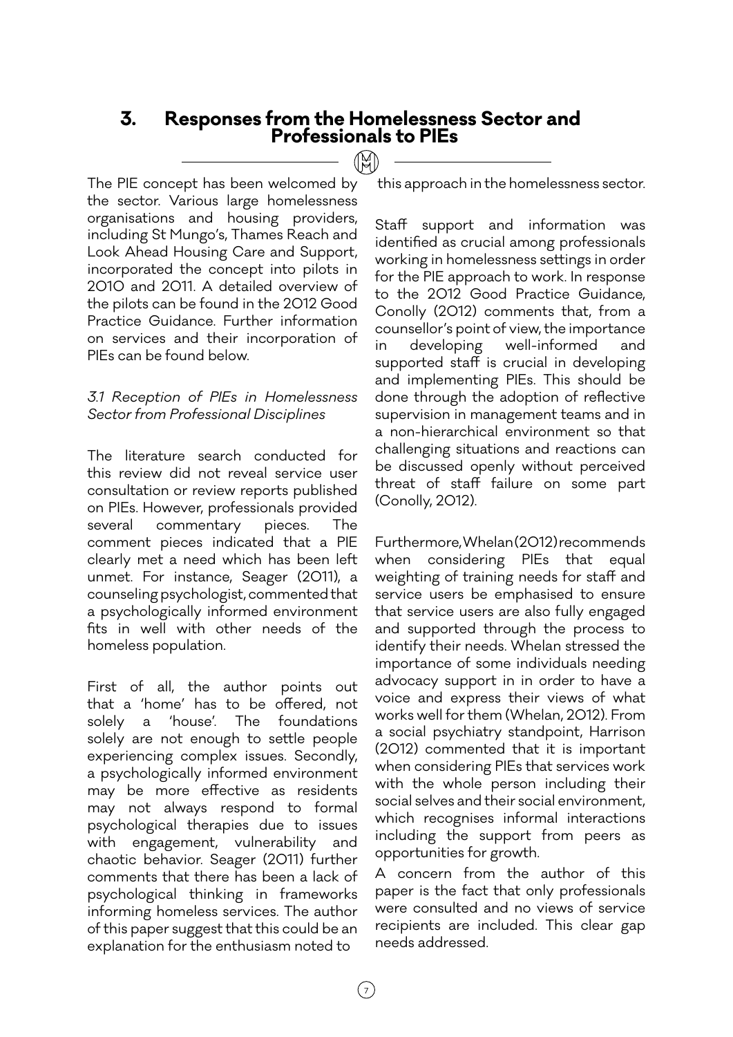## 3. Responses from the Homelessness Sector and Professionals to PIEs

The PIE concept has been welcomed by the sector. Various large homelessness organisations and housing providers, including St Mungo's, Thames Reach and Look Ahead Housing Care and Support, incorporated the concept into pilots in 2010 and 2011. A detailed overview of the pilots can be found in the 2012 Good Practice Guidance. Further information on services and their incorporation of PIEs can be found below.

### *3.1 Reception of PIEs in Homelessness Sector from Professional Disciplines*

The literature search conducted for this review did not reveal service user consultation or review reports published on PIEs. However, professionals provided several commentary pieces. The comment pieces indicated that a PIE clearly met a need which has been left unmet. For instance, Seager (2011), a counseling psychologist, commented that a psychologically informed environment fits in well with other needs of the homeless population.

First of all, the author points out that a 'home' has to be offered, not solely a 'house'. The foundations solely are not enough to settle people experiencing complex issues. Secondly, a psychologically informed environment may be more effective as residents may not always respond to formal psychological therapies due to issues with engagement, vulnerability and chaotic behavior. Seager (2011) further comments that there has been a lack of psychological thinking in frameworks informing homeless services. The author of this paper suggest that this could be an explanation for the enthusiasm noted to this approach in the homelessness sector.

Staff support and information was identified as crucial among professionals working in homelessness settings in order for the PIE approach to work. In response to the 2012 Good Practice Guidance, Conolly (2012) comments that, from a counsellor's point of view, the importance in developing well-informed and supported staff is crucial in developing and implementing PIEs. This should be done through the adoption of reflective supervision in management teams and in a non-hierarchical environment so that challenging situations and reactions can be discussed openly without perceived threat of staff failure on some part (Conolly, 2012).

Furthermore, Whelan (2012) recommends when considering PIEs that equal weighting of training needs for staff and service users be emphasised to ensure that service users are also fully engaged and supported through the process to identify their needs. Whelan stressed the importance of some individuals needing advocacy support in in order to have a voice and express their views of what works well for them (Whelan, 2012). From a social psychiatry standpoint, Harrison (2012) commented that it is important when considering PIEs that services work with the whole person including their social selves and their social environment, which recognises informal interactions including the support from peers as opportunities for growth.

A concern from the author of this paper is the fact that only professionals were consulted and no views of service recipients are included. This clear gap needs addressed.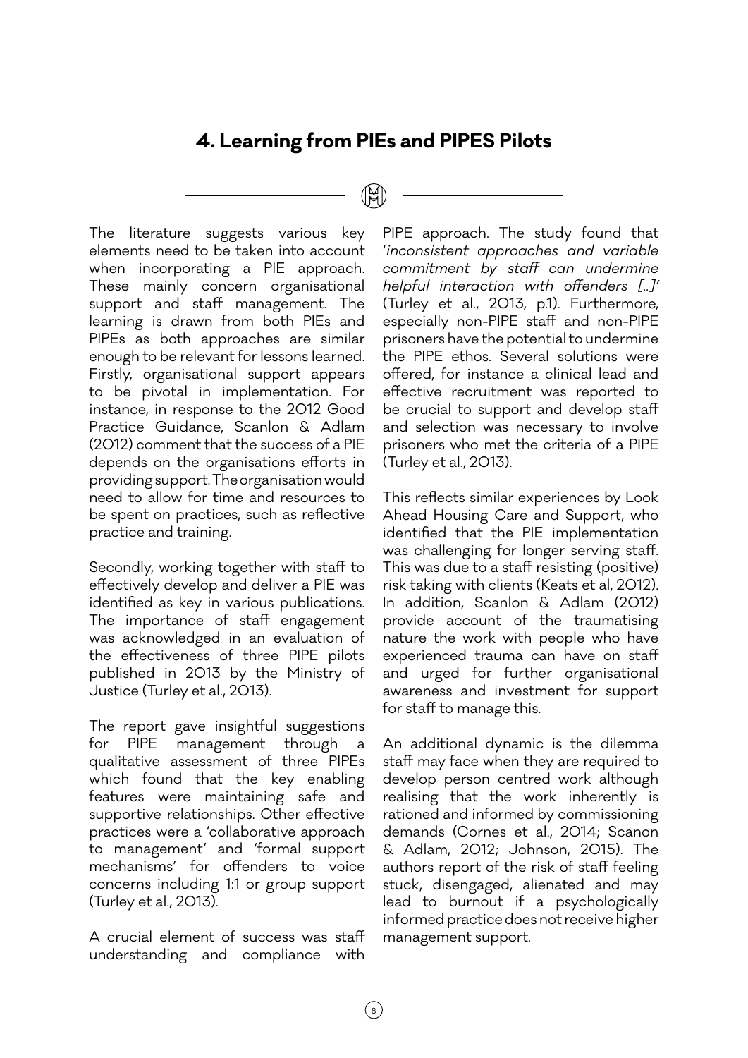## 4. Learning from PIEs and PIPES Pilots

The literature suggests various key elements need to be taken into account when incorporating a PIE approach. These mainly concern organisational support and staff management. The learning is drawn from both PIEs and PIPEs as both approaches are similar enough to be relevant for lessons learned. Firstly, organisational support appears to be pivotal in implementation. For instance, in response to the 2012 Good Practice Guidance, Scanlon & Adlam (2012) comment that the success of a PIE depends on the organisations efforts in providing support. The organisation would need to allow for time and resources to be spent on practices, such as reflective practice and training.

Secondly, working together with staff to effectively develop and deliver a PIE was identified as key in various publications. The importance of staff engagement was acknowledged in an evaluation of the effectiveness of three PIPE pilots published in 2013 by the Ministry of Justice (Turley et al., 2013).

The report gave insightful suggestions for PIPE management through a qualitative assessment of three PIPEs which found that the key enabling features were maintaining safe and supportive relationships. Other effective practices were a 'collaborative approach to management' and 'formal support mechanisms' for offenders to voice concerns including 1:1 or group support (Turley et al., 2013).

A crucial element of success was staff understanding and compliance with PIPE approach. The study found that '*inconsistent approaches and variable commitment by staff can undermine helpful interaction with offenders [...]*' (Turley et al., 2013, p.1). Furthermore, especially non-PIPE staff and non-PIPE prisoners have the potential to undermine the PIPE ethos. Several solutions were offered, for instance a clinical lead and effective recruitment was reported to be crucial to support and develop staff and selection was necessary to involve prisoners who met the criteria of a PIPE (Turley et al., 2013).

This reflects similar experiences by Look Ahead Housing Care and Support, who identified that the PIE implementation was challenging for longer serving staff. This was due to a staff resisting (positive) risk taking with clients (Keats et al, 2012). In addition, Scanlon & Adlam (2012) provide account of the traumatising nature the work with people who have experienced trauma can have on staff and urged for further organisational awareness and investment for support for staff to manage this.

An additional dynamic is the dilemma staff may face when they are required to develop person centred work although realising that the work inherently is rationed and informed by commissioning demands (Cornes et al., 2014; Scanon & Adlam, 2012; Johnson, 2015). The authors report of the risk of staff feeling stuck, disengaged, alienated and may lead to burnout if a psychologically informed practice does not receive higher management support.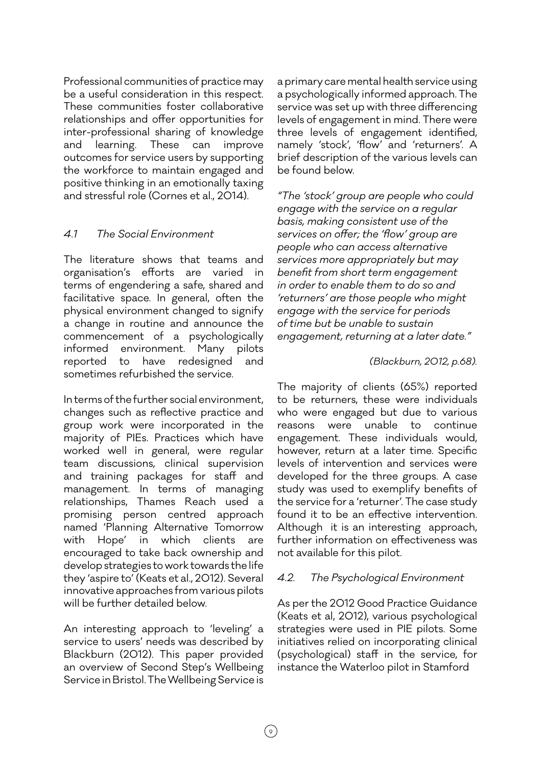Professional communities of practice may be a useful consideration in this respect. These communities foster collaborative relationships and offer opportunities for inter-professional sharing of knowledge and learning. These can improve outcomes for service users by supporting the workforce to maintain engaged and positive thinking in an emotionally taxing and stressful role (Cornes et al., 2014).

### *4.1 The Social Environment*

The literature shows that teams and organisation's efforts are varied in terms of engendering a safe, shared and facilitative space. In general, often the physical environment changed to signify a change in routine and announce the commencement of a psychologically informed environment. Many pilots reported to have redesigned and sometimes refurbished the service.

In terms of the further social environment, changes such as reflective practice and group work were incorporated in the majority of PIEs. Practices which have worked well in general, were regular team discussions, clinical supervision and training packages for staff and management. In terms of managing relationships, Thames Reach used a promising person centred approach named 'Planning Alternative Tomorrow with Hope' in which clients are encouraged to take back ownership and develop strategies to work towards the life they 'aspire to' (Keats et al., 2012). Several innovative approaches from various pilots will be further detailed below.

An interesting approach to 'leveling' a service to users' needs was described by Blackburn (2012). This paper provided an overview of Second Step's Wellbeing Service in Bristol. The Wellbeing Service is a primary care mental health service using a psychologically informed approach. The service was set up with three differencing levels of engagement in mind. There were three levels of engagement identified, namely 'stock', 'flow' and 'returners'. A brief description of the various levels can be found below.

*"The 'stock' group are people who could engage with the service on a regular basis, making consistent use of the services on offer; the 'flow' group are people who can access alternative services more appropriately but may benefit from short term engagement in order to enable them to do so and 'returners' are those people who might engage with the service for periods of time but be unable to sustain engagement, returning at a later date."*

*(Blackburn, 2012, p.68).*

The majority of clients (65%) reported to be returners, these were individuals who were engaged but due to various reasons were unable to continue engagement. These individuals would, however, return at a later time. Specific levels of intervention and services were developed for the three groups. A case study was used to exemplify benefits of the service for a 'returner'. The case study found it to be an effective intervention. Although it is an interesting approach, further information on effectiveness was not available for this pilot.

### *4.2. The Psychological Environment*

As per the 2012 Good Practice Guidance (Keats et al, 2012), various psychological strategies were used in PIE pilots. Some initiatives relied on incorporating clinical (psychological) staff in the service, for instance the Waterloo pilot in Stamford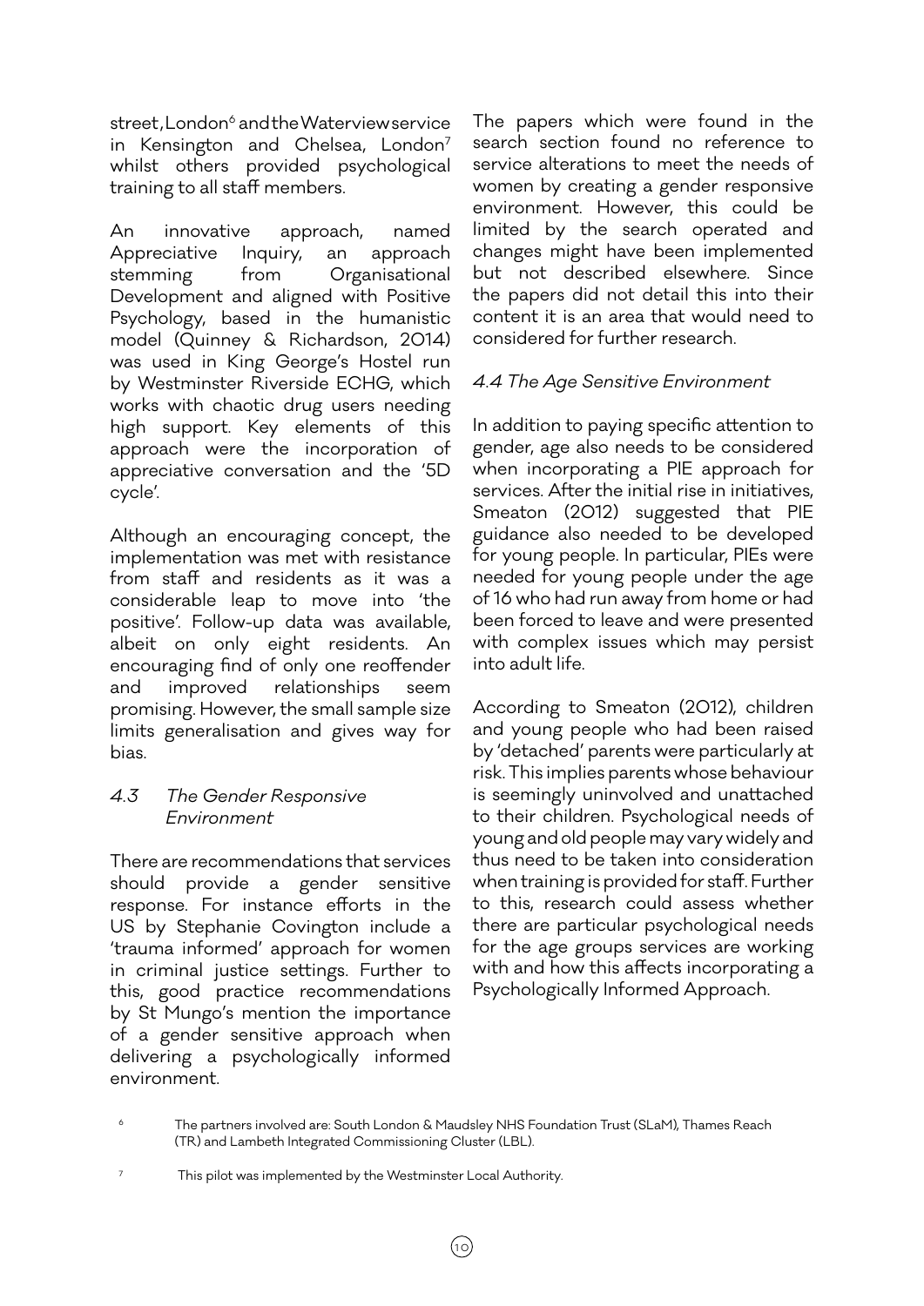street, London[6] and the Waterview service in Kensington and Chelsea, London[7] whilst others provided psychological training to all staff members.

An innovative approach, named Appreciative Inquiry, an approach stemming from Organisational Development and aligned with Positive Psychology, based in the humanistic model (Quinney & Richardson, 2014) was used in King George's Hostel run by Westminster Riverside ECHG, which works with chaotic drug users needing high support. Key elements of this approach were the incorporation of appreciative conversation and the '5D cycle'.

Although an encouraging concept, the implementation was met with resistance from staff and residents as it was a considerable leap to move into 'the positive'. Follow-up data was available, albeit on only eight residents. An encouraging find of only one reoffender and improved relationships seem promising. However, the small sample size limits generalisation and gives way for bias.

### *4.3 The Gender Responsive Environment*

There are recommendations that services should provide a gender sensitive response. For instance efforts in the US by Stephanie Covington include a 'trauma informed' approach for women in criminal justice settings. Further to this, good practice recommendations by St Mungo's mention the importance of a gender sensitive approach when delivering a psychologically informed environment.

The papers which were found in the search section found no reference to service alterations to meet the needs of women by creating a gender responsive environment. However, this could be limited by the search operated and changes might have been implemented but not described elsewhere. Since the papers did not detail this into their content it is an area that would need to considered for further research.

### *4.4 The Age Sensitive Environment*

In addition to paying specific attention to gender, age also needs to be considered when incorporating a PIE approach for services. After the initial rise in initiatives, Smeaton (2012) suggested that PIE guidance also needed to be developed for young people. In particular, PIEs were needed for young people under the age of 16 who had run away from home or had been forced to leave and were presented with complex issues which may persist into adult life.

According to Smeaton (2012), children and young people who had been raised by 'detached' parents were particularly at risk. This implies parents whose behaviour is seemingly uninvolved and unattached to their children. Psychological needs of young and old people may vary widely and thus need to be taken into consideration when training is provided for staff. Further to this, research could assess whether there are particular psychological needs for the age groups services are working with and how this affects incorporating a Psychologically Informed Approach.

[6] The partners involved are: South London & Maudsley NHS Foundation Trust (SLaM), Thames Reach (TR) and Lambeth Integrated Commissioning Cluster (LBL).

[7] This pilot was implemented by the Westminster Local Authority.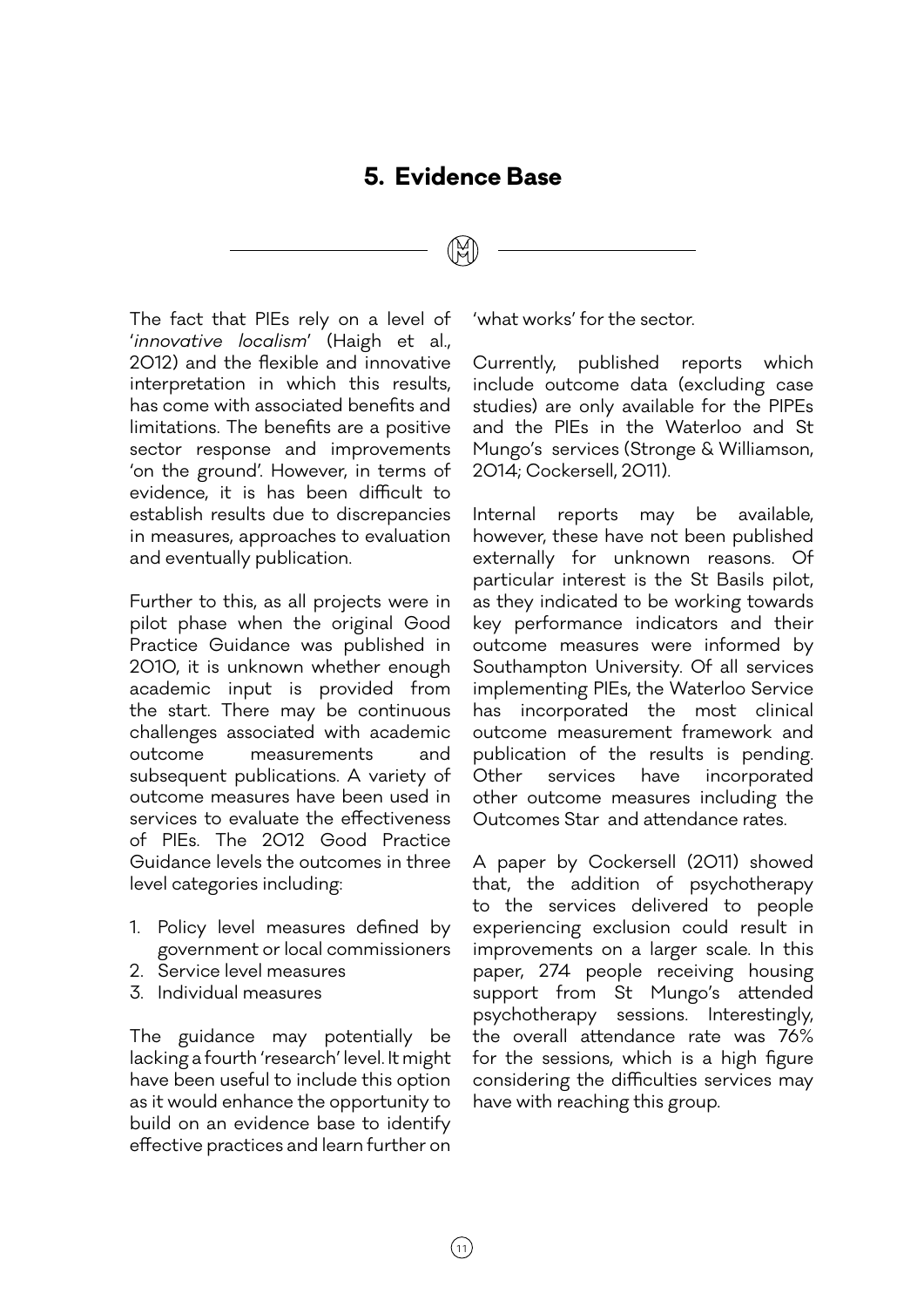## 5. Evidence Base

The fact that PIEs rely on a level of '*innovative localism*' (Haigh et al., 2012) and the flexible and innovative interpretation in which this results, has come with associated benefits and limitations. The benefits are a positive sector response and improvements 'on the ground'. However, in terms of evidence, it is has been difficult to establish results due to discrepancies in measures, approaches to evaluation and eventually publication.

Further to this, as all projects were in pilot phase when the original Good Practice Guidance was published in 2010, it is unknown whether enough academic input is provided from the start. There may be continuous challenges associated with academic outcome measurements and subsequent publications. A variety of outcome measures have been used in services to evaluate the effectiveness of PIEs. The 2012 Good Practice Guidance levels the outcomes in three level categories including:

1. Policy level measures defined by government or local commissioners
2. Service level measures
3. Individual measures

The guidance may potentially be lacking a fourth 'research' level. It might have been useful to include this option as it would enhance the opportunity to build on an evidence base to identify effective practices and learn further on 'what works' for the sector.

Currently, published reports which include outcome data (excluding case studies) are only available for the PIPEs and the PIEs in the Waterloo and St Mungo's services (Stronge & Williamson, 2014; Cockersell, 2011).

Internal reports may be available, however, these have not been published externally for unknown reasons. Of particular interest is the St Basils pilot, as they indicated to be working towards key performance indicators and their outcome measures were informed by Southampton University. Of all services implementing PIEs, the Waterloo Service has incorporated the most clinical outcome measurement framework and publication of the results is pending. Other services have incorporated other outcome measures including the Outcomes Star and attendance rates.

A paper by Cockersell (2011) showed that, the addition of psychotherapy to the services delivered to people experiencing exclusion could result in improvements on a larger scale. In this paper, 274 people receiving housing support from St Mungo's attended psychotherapy sessions. Interestingly, the overall attendance rate was 76% for the sessions, which is a high figure considering the difficulties services may have with reaching this group.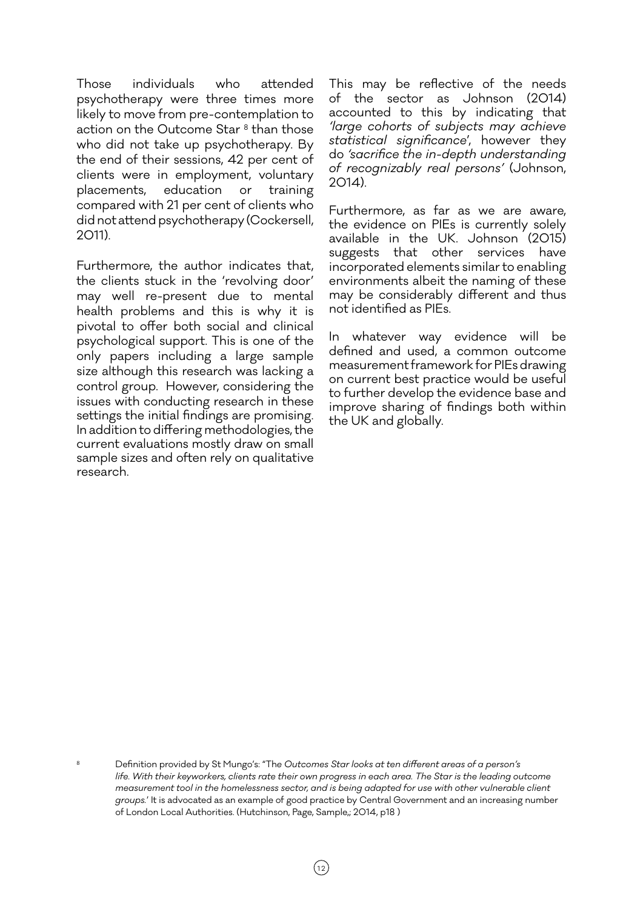Those individuals who attended psychotherapy were three times more likely to move from pre-contemplation to action on the Outcome Star [8] than those who did not take up psychotherapy. By the end of their sessions, 42 per cent of clients were in employment, voluntary placements, education or training compared with 21 per cent of clients who did not attend psychotherapy (Cockersell, 2011).

Furthermore, the author indicates that, the clients stuck in the 'revolving door' may well re-present due to mental health problems and this is why it is pivotal to offer both social and clinical psychological support. This is one of the only papers including a large sample size although this research was lacking a control group. However, considering the issues with conducting research in these settings the initial findings are promising. In addition to differing methodologies, the current evaluations mostly draw on small sample sizes and often rely on qualitative research.

This may be reflective of the needs of the sector as Johnson (2014) accounted to this by indicating that *'large cohorts of subjects may achieve statistical significance'*, however they do *'sacrifice the in-depth understanding of recognizably real persons'* (Johnson, 2014).

Furthermore, as far as we are aware, the evidence on PIEs is currently solely available in the UK. Johnson (2015) suggests that other services have incorporated elements similar to enabling environments albeit the naming of these may be considerably different and thus not identified as PIEs.

In whatever way evidence will be defined and used, a common outcome measurement framework for PIEs drawing on current best practice would be useful to further develop the evidence base and improve sharing of findings both within the UK and globally.

[8] Definition provided by St Mungo's: "The *Outcomes Star looks at ten different areas of a person's life. With their keyworkers, clients rate their own progress in each area. The Star is the leading outcome measurement tool in the homelessness sector, and is being adapted for use with other vulnerable client groups.'* It is advocated as an example of good practice by Central Government and an increasing number of London Local Authorities. (Hutchinson, Page, Sample,; 2014, p18 )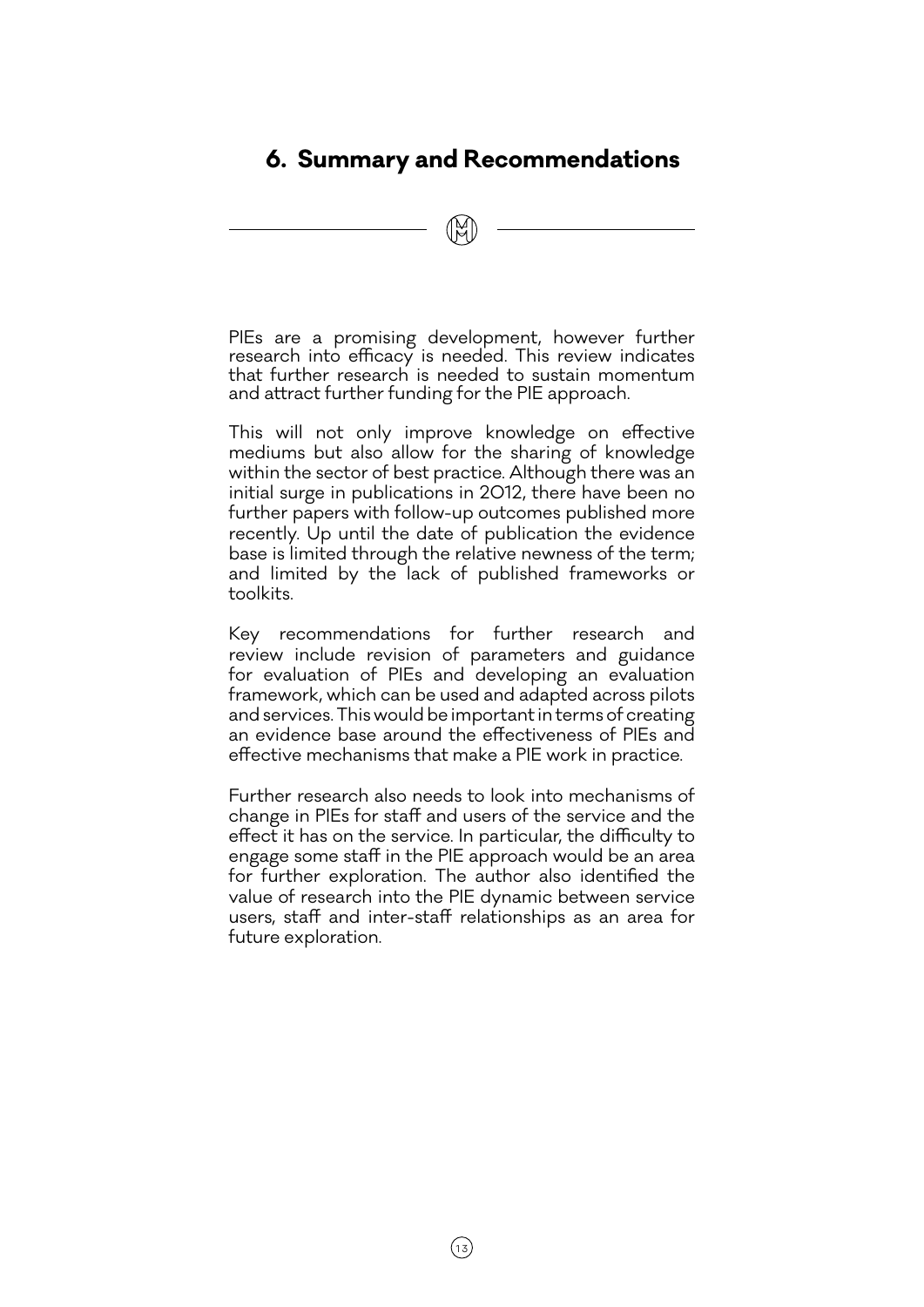## 6. Summary and Recommendations

PIEs are a promising development, however further research into efficacy is needed. This review indicates that further research is needed to sustain momentum and attract further funding for the PIE approach.

This will not only improve knowledge on effective mediums but also allow for the sharing of knowledge within the sector of best practice. Although there was an initial surge in publications in 2012, there have been no further papers with follow-up outcomes published more recently. Up until the date of publication the evidence base is limited through the relative newness of the term; and limited by the lack of published frameworks or toolkits.

Key recommendations for further research and review include revision of parameters and guidance for evaluation of PIEs and developing an evaluation framework, which can be used and adapted across pilots and services. This would be important in terms of creating an evidence base around the effectiveness of PIEs and effective mechanisms that make a PIE work in practice.

Further research also needs to look into mechanisms of change in PIEs for staff and users of the service and the effect it has on the service. In particular, the difficulty to engage some staff in the PIE approach would be an area for further exploration. The author also identified the value of research into the PIE dynamic between service users, staff and inter-staff relationships as an area for future exploration.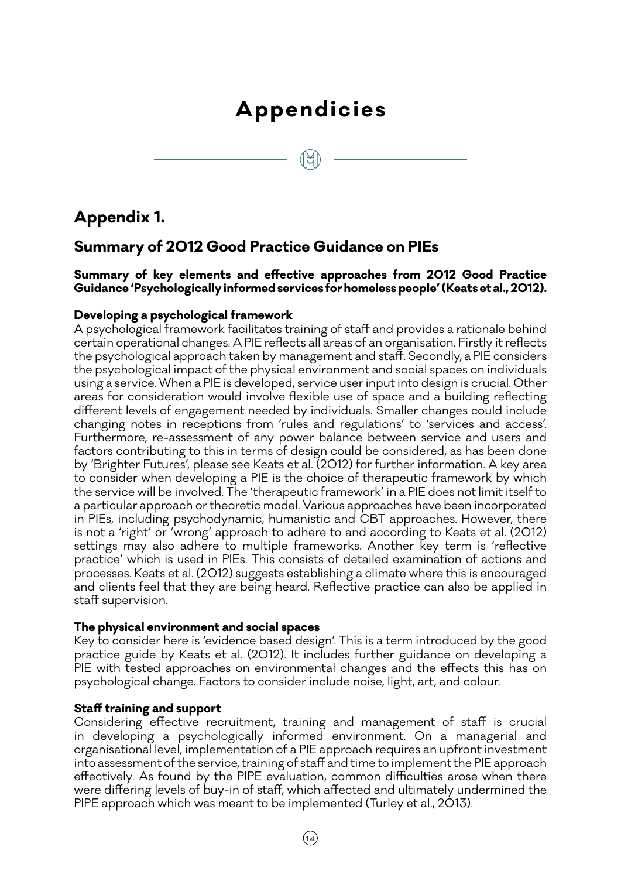# Appendicies

## Appendix 1.

## Summary of 2012 Good Practice Guidance on PIEs

**Summary of key elements and effective approaches from 2012 Good Practice Guidance 'Psychologically informed services for homeless people' (Keats et al., 2012).**

**Developing a psychological framework**
A psychological framework facilitates training of staff and provides a rationale behind certain operational changes. A PIE reflects all areas of an organisation. Firstly it reflects the psychological approach taken by management and staff. Secondly, a PIE considers the psychological impact of the physical environment and social spaces on individuals using a service. When a PIE is developed, service user input into design is crucial. Other areas for consideration would involve flexible use of space and a building reflecting different levels of engagement needed by individuals. Smaller changes could include changing notes in receptions from 'rules and regulations' to 'services and access'. Furthermore, re-assessment of any power balance between service and users and factors contributing to this in terms of design could be considered, as has been done by 'Brighter Futures', please see Keats et al. (2012) for further information. A key area to consider when developing a PIE is the choice of therapeutic framework by which the service will be involved. The 'therapeutic framework' in a PIE does not limit itself to a particular approach or theoretic model. Various approaches have been incorporated in PIEs, including psychodynamic, humanistic and CBT approaches. However, there is not a 'right' or 'wrong' approach to adhere to and according to Keats et al. (2012) settings may also adhere to multiple frameworks. Another key term is 'reflective practice' which is used in PIEs. This consists of detailed examination of actions and processes. Keats et al. (2012) suggests establishing a climate where this is encouraged and clients feel that they are being heard. Reflective practice can also be applied in staff supervision.

**The physical environment and social spaces**
Key to consider here is 'evidence based design'. This is a term introduced by the good practice guide by Keats et al. (2012). It includes further guidance on developing a PIE with tested approaches on environmental changes and the effects this has on psychological change. Factors to consider include noise, light, art, and colour.

**Staff training and support**
Considering effective recruitment, training and management of staff is crucial in developing a psychologically informed environment. On a managerial and organisational level, implementation of a PIE approach requires an upfront investment into assessment of the service, training of staff and time to implement the PIE approach effectively. As found by the PIPE evaluation, common difficulties arose when there were differing levels of buy-in of staff, which affected and ultimately undermined the PIPE approach which was meant to be implemented (Turley et al., 2013).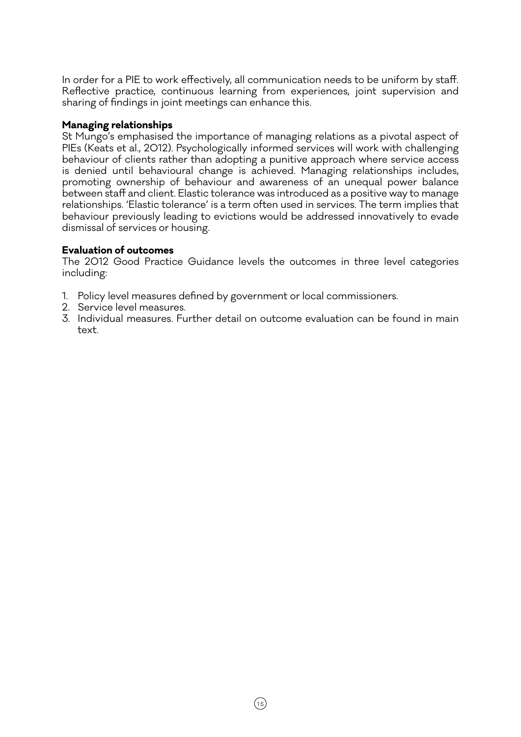In order for a PIE to work effectively, all communication needs to be uniform by staff. Reflective practice, continuous learning from experiences, joint supervision and sharing of findings in joint meetings can enhance this.

**Managing relationships**

St Mungo's emphasised the importance of managing relations as a pivotal aspect of PIEs (Keats et al., 2012). Psychologically informed services will work with challenging behaviour of clients rather than adopting a punitive approach where service access is denied until behavioural change is achieved. Managing relationships includes, promoting ownership of behaviour and awareness of an unequal power balance between staff and client. Elastic tolerance was introduced as a positive way to manage relationships. 'Elastic tolerance' is a term often used in services. The term implies that behaviour previously leading to evictions would be addressed innovatively to evade dismissal of services or housing.

**Evaluation of outcomes**

The 2012 Good Practice Guidance levels the outcomes in three level categories including:

1. Policy level measures defined by government or local commissioners.
2. Service level measures.
3. Individual measures. Further detail on outcome evaluation can be found in main text.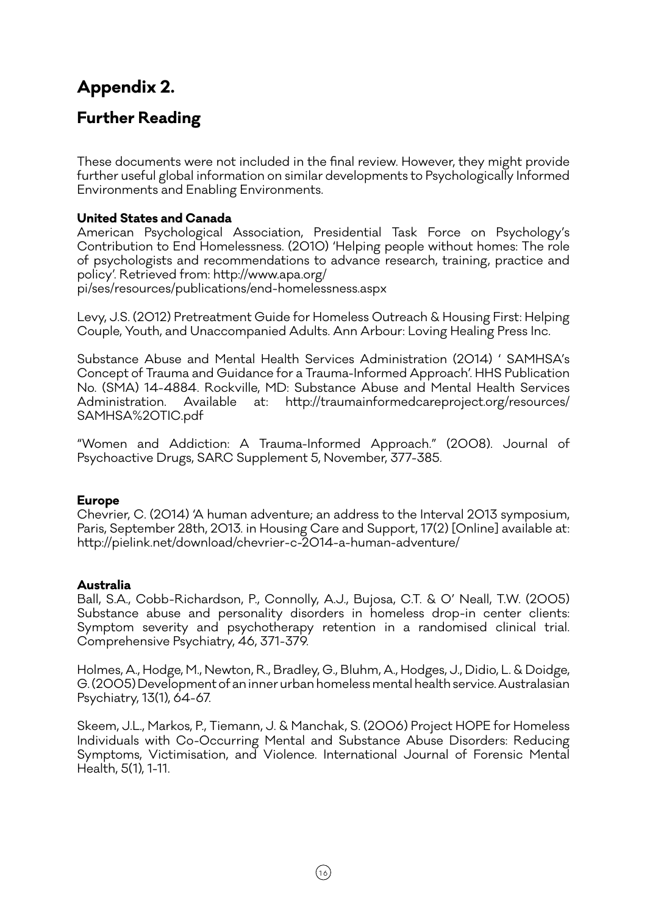# Appendix 2.

## Further Reading

These documents were not included in the final review. However, they might provide further useful global information on similar developments to Psychologically Informed Environments and Enabling Environments.

**United States and Canada**

American Psychological Association, Presidential Task Force on Psychology's Contribution to End Homelessness. (2010) 'Helping people without homes: The role of psychologists and recommendations to advance research, training, practice and policy'. Retrieved from: http://www.apa.org/pi/ses/resources/publications/end-homelessness.aspx

Levy, J.S. (2012) Pretreatment Guide for Homeless Outreach & Housing First: Helping Couple, Youth, and Unaccompanied Adults. Ann Arbour: Loving Healing Press Inc.

Substance Abuse and Mental Health Services Administration (2014) ' SAMHSA's Concept of Trauma and Guidance for a Trauma-Informed Approach'. HHS Publication No. (SMA) 14-4884. Rockville, MD: Substance Abuse and Mental Health Services Administration. Available at: http://traumainformedcareproject.org/resources/SAMHSA%20TIC.pdf

"Women and Addiction: A Trauma-Informed Approach." (2008). Journal of Psychoactive Drugs, SARC Supplement 5, November, 377-385.

**Europe**

Chevrier, C. (2014) 'A human adventure; an address to the Interval 2013 symposium, Paris, September 28th, 2013. in Housing Care and Support, 17(2) [Online] available at: http://pielink.net/download/chevrier-c-2014-a-human-adventure/

**Australia**

Ball, S.A., Cobb-Richardson, P., Connolly, A.J., Bujosa, C.T. & O' Neall, T.W. (2005) Substance abuse and personality disorders in homeless drop-in center clients: Symptom severity and psychotherapy retention in a randomised clinical trial. Comprehensive Psychiatry, 46, 371-379.

Holmes, A., Hodge, M., Newton, R., Bradley, G., Bluhm, A., Hodges, J., Didio, L. & Doidge, G. (2005) Development of an inner urban homeless mental health service. Australasian Psychiatry, 13(1), 64-67.

Skeem, J.L., Markos, P., Tiemann, J. & Manchak, S. (2006) Project HOPE for Homeless Individuals with Co-Occurring Mental and Substance Abuse Disorders: Reducing Symptoms, Victimisation, and Violence. International Journal of Forensic Mental Health, 5(1), 1-11.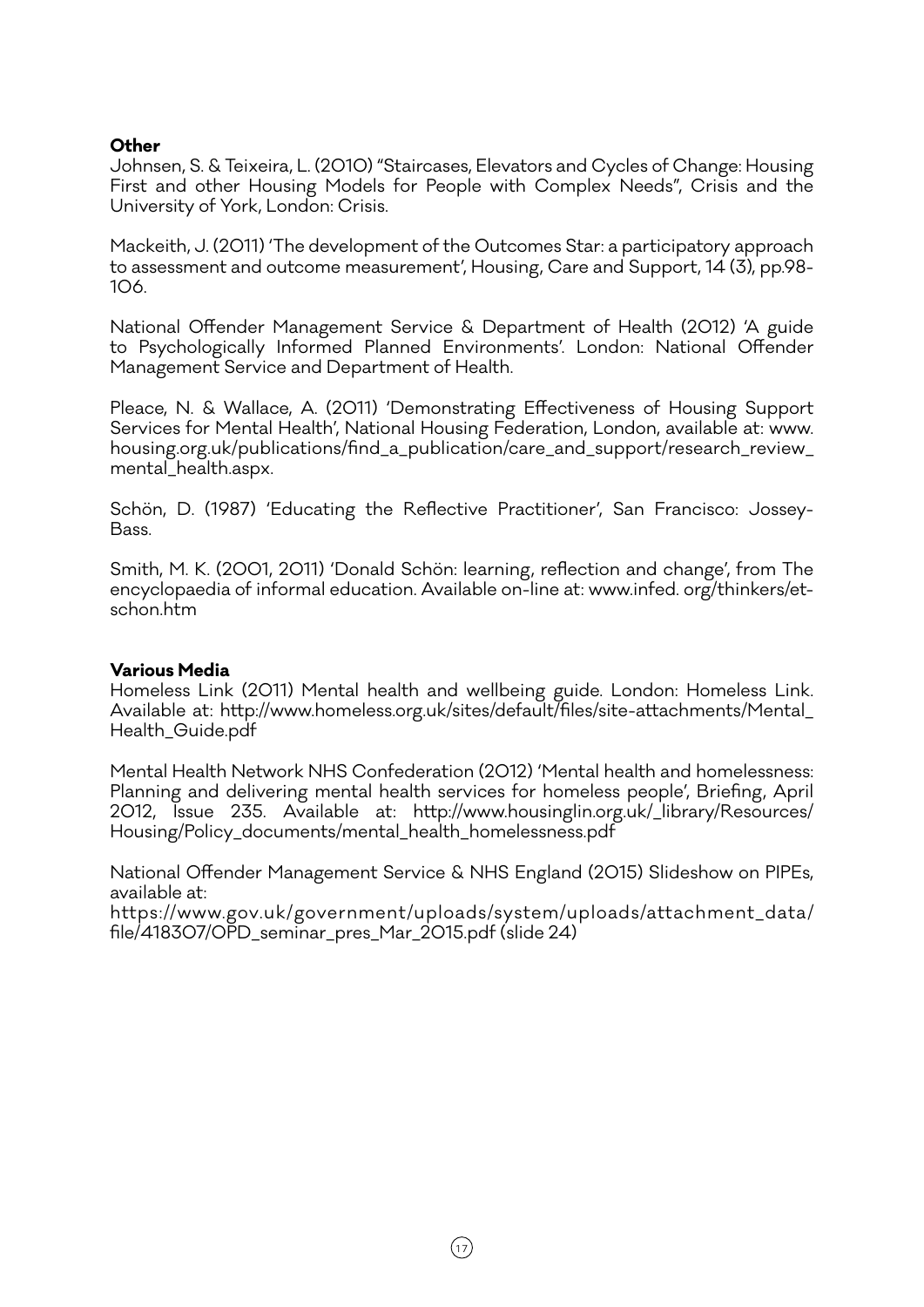**Other**

Johnsen, S. & Teixeira, L. (2010) "Staircases, Elevators and Cycles of Change: Housing First and other Housing Models for People with Complex Needs", Crisis and the University of York, London: Crisis.

Mackeith, J. (2011) 'The development of the Outcomes Star: a participatory approach to assessment and outcome measurement', Housing, Care and Support, 14 (3), pp.98-106.

National Offender Management Service & Department of Health (2012) 'A guide to Psychologically Informed Planned Environments'. London: National Offender Management Service and Department of Health.

Pleace, N. & Wallace, A. (2011) 'Demonstrating Effectiveness of Housing Support Services for Mental Health', National Housing Federation, London, available at: www.housing.org.uk/publications/find_a_publication/care_and_support/research_review_mental_health.aspx.

Schön, D. (1987) 'Educating the Reflective Practitioner', San Francisco: Jossey-Bass.

Smith, M. K. (2001, 2011) 'Donald Schön: learning, reflection and change', from The encyclopaedia of informal education. Available on-line at: www.infed. org/thinkers/et-schon.htm

**Various Media**

Homeless Link (2011) Mental health and wellbeing guide. London: Homeless Link. Available at: http://www.homeless.org.uk/sites/default/files/site-attachments/Mental_Health_Guide.pdf

Mental Health Network NHS Confederation (2012) 'Mental health and homelessness: Planning and delivering mental health services for homeless people', Briefing, April 2012, Issue 235. Available at: http://www.housinglin.org.uk/_library/Resources/Housing/Policy_documents/mental_health_homelessness.pdf

National Offender Management Service & NHS England (2015) Slideshow on PIPEs, available at:
https://www.gov.uk/government/uploads/system/uploads/attachment_data/file/418307/OPD_seminar_pres_Mar_2015.pdf (slide 24)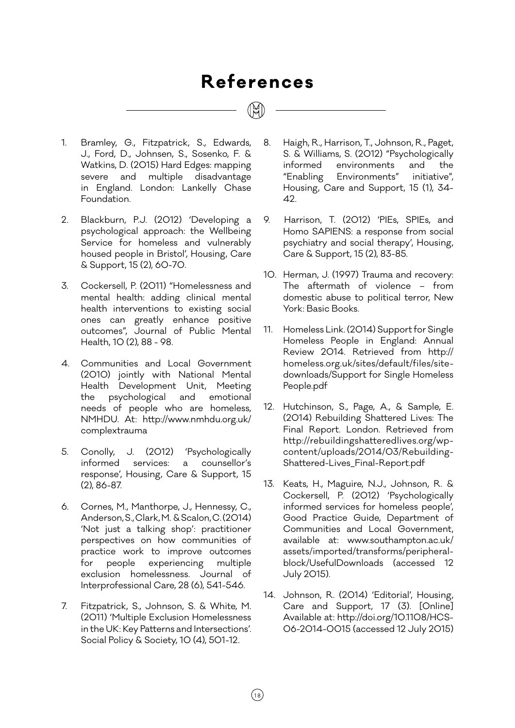# References

1. Bramley, G., Fitzpatrick, S., Edwards, J., Ford, D., Johnsen, S., Sosenko, F. & Watkins, D. (2015) Hard Edges: mapping severe and multiple disadvantage in England. London: Lankelly Chase Foundation.

2. Blackburn, P.J. (2012) 'Developing a psychological approach: the Wellbeing Service for homeless and vulnerably housed people in Bristol', Housing, Care & Support, 15 (2), 60-70.

3. Cockersell, P. (2011) "Homelessness and mental health: adding clinical mental health interventions to existing social ones can greatly enhance positive outcomes", Journal of Public Mental Health, 10 (2), 88 - 98.

4. Communities and Local Government (2010) jointly with National Mental Health Development Unit, Meeting the psychological and emotional needs of people who are homeless, NMHDU. At: http://www.nmhdu.org.uk/complextrauma

5. Conolly, J. (2012) 'Psychologically informed services: a counsellor's response', Housing, Care & Support, 15 (2), 86-87.

6. Cornes, M., Manthorpe, J., Hennessy, C., Anderson, S., Clark, M. & Scalon, C. (2014) 'Not just a talking shop': practitioner perspectives on how communities of practice work to improve outcomes for people experiencing multiple exclusion homelessness. Journal of Interprofessional Care, 28 (6), 541-546.

7. Fitzpatrick, S., Johnson, S. & White, M. (2011) 'Multiple Exclusion Homelessness in the UK: Key Patterns and Intersections'. Social Policy & Society, 10 (4), 501-12.

8. Haigh, R., Harrison, T., Johnson, R., Paget, S. & Williams, S. (2012) "Psychologically informed environments and the "Enabling Environments" initiative", Housing, Care and Support, 15 (1), 34-42.

9. Harrison, T. (2012) 'PIEs, SPIEs, and Homo SAPIENS: a response from social psychiatry and social therapy', Housing, Care & Support, 15 (2), 83-85.

10. Herman, J. (1997) Trauma and recovery: The aftermath of violence – from domestic abuse to political terror, New York: Basic Books.

11. Homeless Link. (2014) Support for Single Homeless People in England: Annual Review 2014. Retrieved from http://homeless.org.uk/sites/default/files/site-downloads/Support for Single Homeless People.pdf

12. Hutchinson, S., Page, A., & Sample, E. (2014) Rebuilding Shattered Lives: The Final Report. London. Retrieved from http://rebuildingshatteredlives.org/wp-content/uploads/2014/03/Rebuilding-Shattered-Lives_Final-Report.pdf

13. Keats, H., Maguire, N.J., Johnson, R. & Cockersell, P. (2012) 'Psychologically informed services for homeless people', Good Practice Guide, Department of Communities and Local Government, available at: www.southampton.ac.uk/assets/imported/transforms/peripheral-block/UsefulDownloads (accessed 12 July 2015).

14. Johnson, R. (2014) 'Editorial', Housing, Care and Support, 17 (3). [Online] Available at: http://doi.org/10.1108/HCS-06-2014-0015 (accessed 12 July 2015)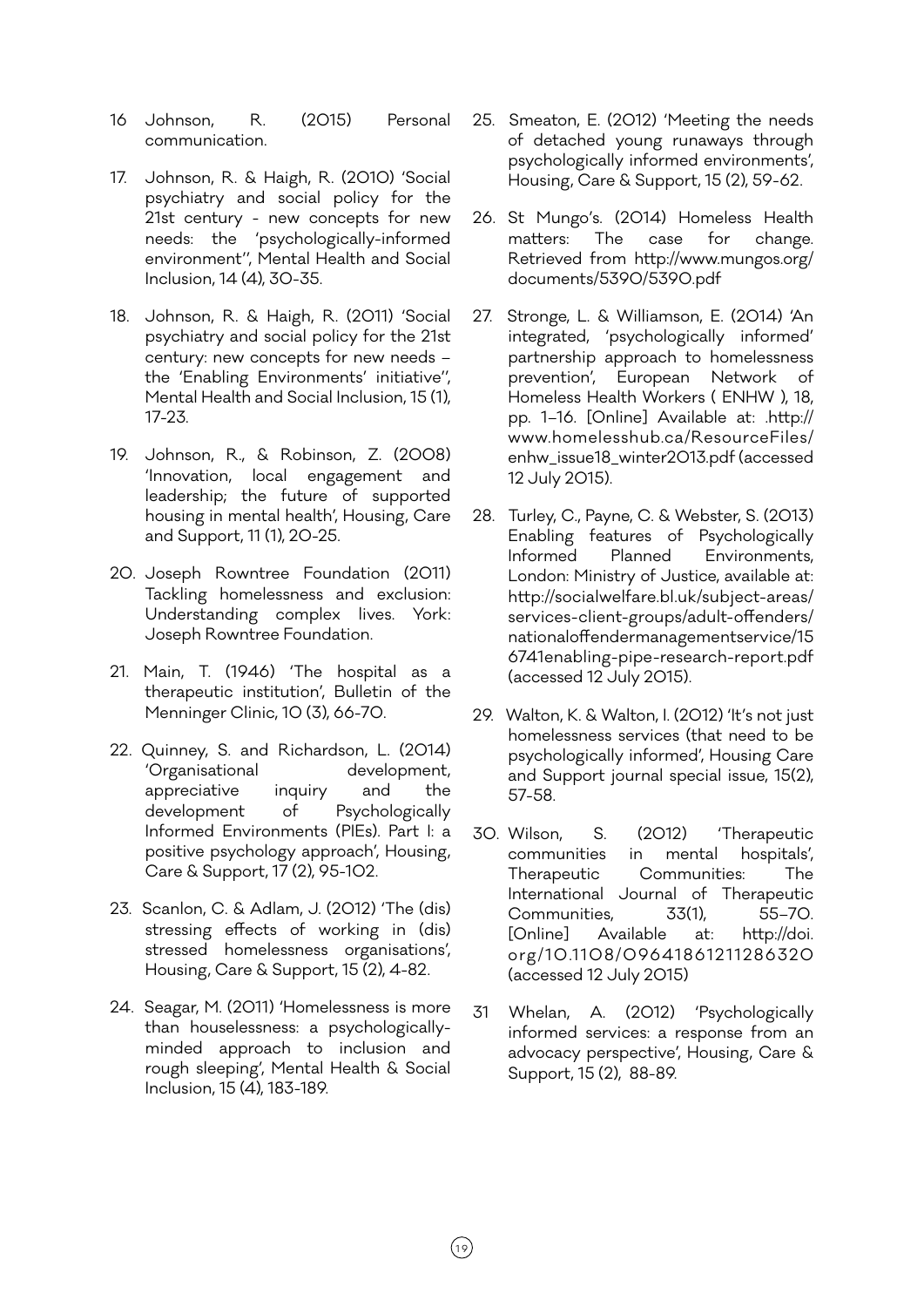16 Johnson, R. (2015) Personal communication.

17. Johnson, R. & Haigh, R. (2010) 'Social psychiatry and social policy for the 21st century - new concepts for new needs: the 'psychologically-informed environment'', Mental Health and Social Inclusion, 14 (4), 30-35.

18. Johnson, R. & Haigh, R. (2011) 'Social psychiatry and social policy for the 21st century: new concepts for new needs – the 'Enabling Environments' initiative'', Mental Health and Social Inclusion, 15 (1), 17-23.

19. Johnson, R., & Robinson, Z. (2008) 'Innovation, local engagement and leadership; the future of supported housing in mental health', Housing, Care and Support, 11 (1), 20-25.

20. Joseph Rowntree Foundation (2011) Tackling homelessness and exclusion: Understanding complex lives. York: Joseph Rowntree Foundation.

21. Main, T. (1946) 'The hospital as a therapeutic institution', Bulletin of the Menninger Clinic, 10 (3), 66-70.

22. Quinney, S. and Richardson, L. (2014) 'Organisational development, appreciative inquiry and the development of Psychologically Informed Environments (PIEs). Part I: a positive psychology approach', Housing, Care & Support, 17 (2), 95-102.

23. Scanlon, C. & Adlam, J. (2012) 'The (dis) stressing effects of working in (dis) stressed homelessness organisations', Housing, Care & Support, 15 (2), 4-82.

24. Seagar, M. (2011) 'Homelessness is more than houselessness: a psychologically-minded approach to inclusion and rough sleeping', Mental Health & Social Inclusion, 15 (4), 183-189.

25. Smeaton, E. (2012) 'Meeting the needs of detached young runaways through psychologically informed environments', Housing, Care & Support, 15 (2), 59-62.

26. St Mungo's. (2014) Homeless Health matters: The case for change. Retrieved from http://www.mungos.org/documents/5390/5390.pdf

27. Stronge, L. & Williamson, E. (2014) 'An integrated, 'psychologically informed' partnership approach to homelessness prevention', European Network of Homeless Health Workers ( ENHW ), 18, pp. 1–16. [Online] Available at: .http://www.homelesshub.ca/ResourceFiles/enhw_issue18_winter2013.pdf (accessed 12 July 2015).

28. Turley, C., Payne, C. & Webster, S. (2013) Enabling features of Psychologically Informed Planned Environments, London: Ministry of Justice, available at: http://socialwelfare.bl.uk/subject-areas/services-client-groups/adult-offenders/nationaloffendermanagementservice/156741enabling-pipe-research-report.pdf (accessed 12 July 2015).

29. Walton, K. & Walton, I. (2012) 'It's not just homelessness services (that need to be psychologically informed', Housing Care and Support journal special issue, 15(2), 57-58.

30. Wilson, S. (2012) 'Therapeutic communities in mental hospitals', Therapeutic Communities: The International Journal of Therapeutic Communities, 33(1), 55–70. [Online] Available at: http://doi.org/10.1108/09641861211286320 (accessed 12 July 2015)

31 Whelan, A. (2012) 'Psychologically informed services: a response from an advocacy perspective', Housing, Care & Support, 15 (2), 88-89.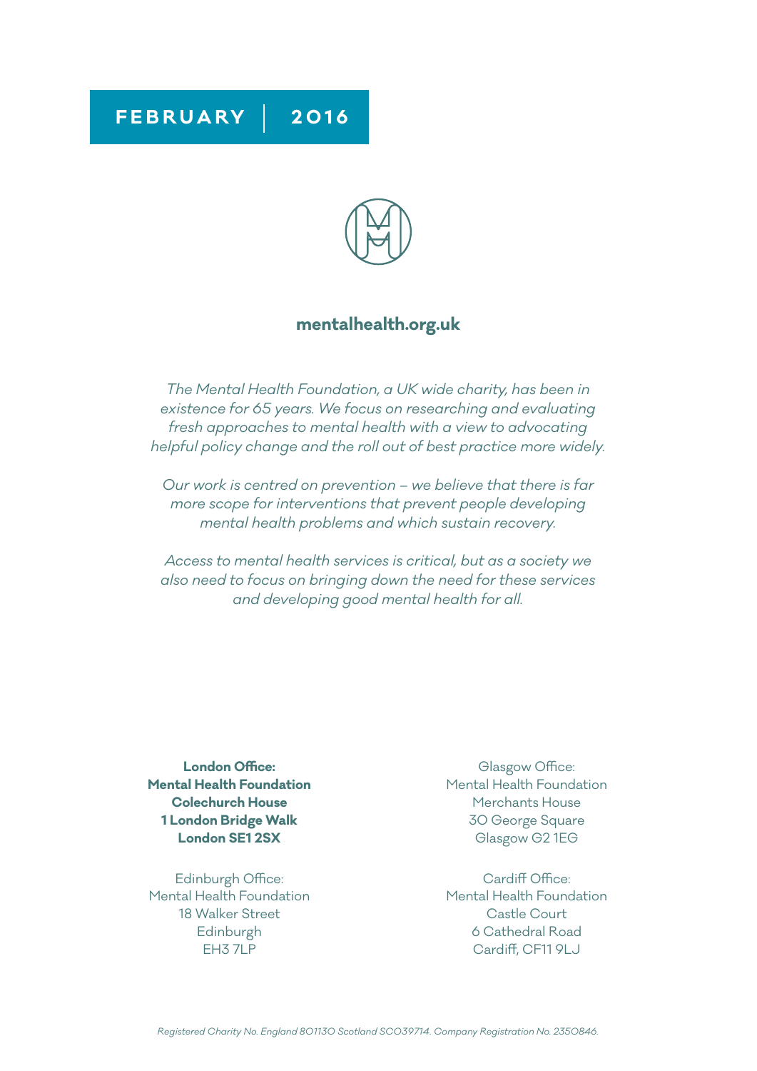**FEBRUARY | 2016**

**mentalhealth.org.uk**

*The Mental Health Foundation, a UK wide charity, has been in existence for 65 years. We focus on researching and evaluating fresh approaches to mental health with a view to advocating helpful policy change and the roll out of best practice more widely.*

*Our work is centred on prevention – we believe that there is far more scope for interventions that prevent people developing mental health problems and which sustain recovery.*

*Access to mental health services is critical, but as a society we also need to focus on bringing down the need for these services and developing good mental health for all.*

**London Office:**
**Mental Health Foundation**
**Colechurch House**
**1 London Bridge Walk**
**London SE1 2SX**

Edinburgh Office:
Mental Health Foundation
18 Walker Street
Edinburgh
EH3 7LP

Glasgow Office:
Mental Health Foundation
Merchants House
30 George Square
Glasgow G2 1EG

Cardiff Office:
Mental Health Foundation
Castle Court
6 Cathedral Road
Cardiff, CF11 9LJ

*Registered Charity No. England 801130 Scotland SC039714. Company Registration No. 2350846.*